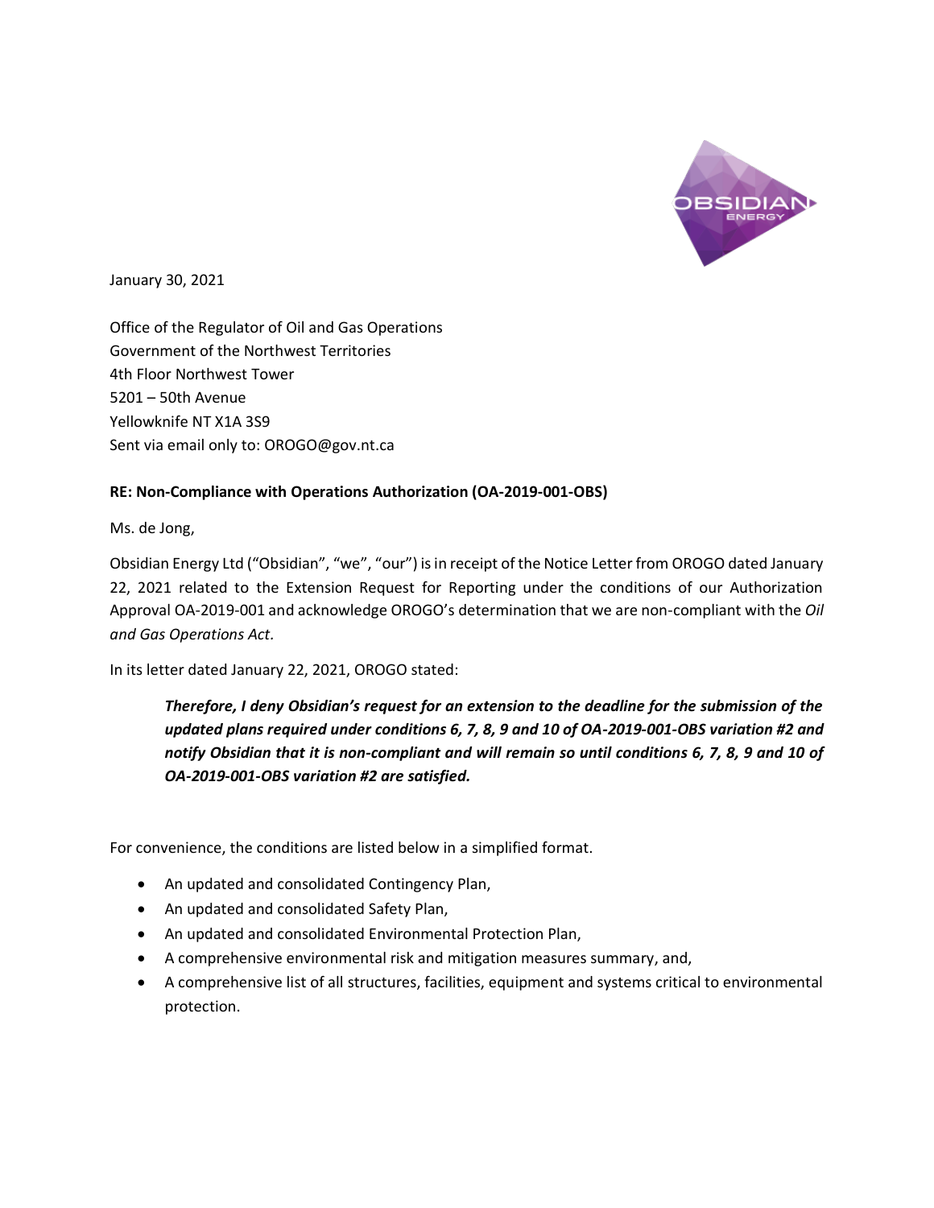January 30, 2021

Office of the Regulator of Oil and Gas Operations
Government of the Northwest Territories
4th Floor Northwest Tower
5201 – 50th Avenue
Yellowknife NT X1A 3S9
Sent via email only to: OROGO@gov.nt.ca

**RE: Non-Compliance with Operations Authorization (OA-2019-001-OBS)**

Ms. de Jong,

Obsidian Energy Ltd ("Obsidian", "we", "our") is in receipt of the Notice Letter from OROGO dated January 22, 2021 related to the Extension Request for Reporting under the conditions of our Authorization Approval OA-2019-001 and acknowledge OROGO's determination that we are non-compliant with the *Oil and Gas Operations Act.*

In its letter dated January 22, 2021, OROGO stated:

> ***Therefore, I deny Obsidian's request for an extension to the deadline for the submission of the updated plans required under conditions 6, 7, 8, 9 and 10 of OA-2019-001-OBS variation #2 and notify Obsidian that it is non-compliant and will remain so until conditions 6, 7, 8, 9 and 10 of OA-2019-001-OBS variation #2 are satisfied.***

For convenience, the conditions are listed below in a simplified format.

- An updated and consolidated Contingency Plan,
- An updated and consolidated Safety Plan,
- An updated and consolidated Environmental Protection Plan,
- A comprehensive environmental risk and mitigation measures summary, and,
- A comprehensive list of all structures, facilities, equipment and systems critical to environmental protection.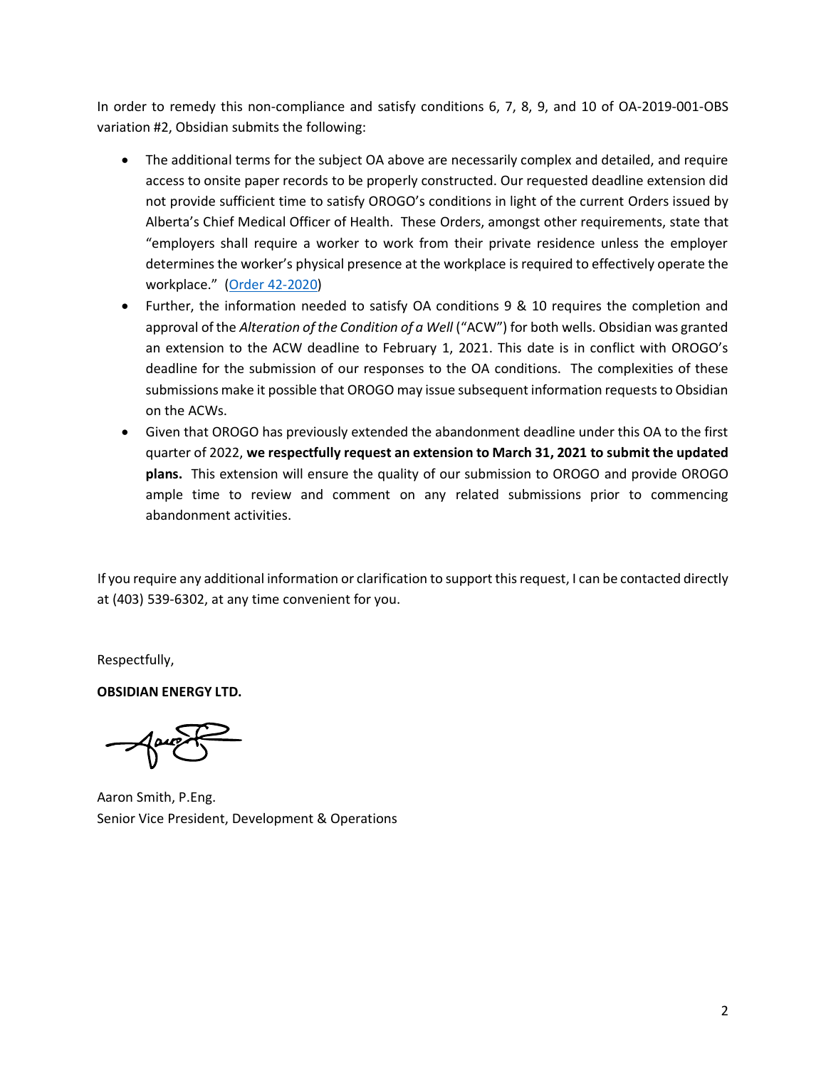In order to remedy this non-compliance and satisfy conditions 6, 7, 8, 9, and 10 of OA-2019-001-OBS variation #2, Obsidian submits the following:

- The additional terms for the subject OA above are necessarily complex and detailed, and require access to onsite paper records to be properly constructed. Our requested deadline extension did not provide sufficient time to satisfy OROGO's conditions in light of the current Orders issued by Alberta's Chief Medical Officer of Health. These Orders, amongst other requirements, state that "employers shall require a worker to work from their private residence unless the employer determines the worker's physical presence at the workplace is required to effectively operate the workplace." (Order 42-2020)
- Further, the information needed to satisfy OA conditions 9 & 10 requires the completion and approval of the *Alteration of the Condition of a Well* ("ACW") for both wells. Obsidian was granted an extension to the ACW deadline to February 1, 2021. This date is in conflict with OROGO's deadline for the submission of our responses to the OA conditions. The complexities of these submissions make it possible that OROGO may issue subsequent information requests to Obsidian on the ACWs.
- Given that OROGO has previously extended the abandonment deadline under this OA to the first quarter of 2022, **we respectfully request an extension to March 31, 2021 to submit the updated plans.** This extension will ensure the quality of our submission to OROGO and provide OROGO ample time to review and comment on any related submissions prior to commencing abandonment activities.

If you require any additional information or clarification to support this request, I can be contacted directly at (403) 539-6302, at any time convenient for you.

Respectfully,

**OBSIDIAN ENERGY LTD.**

Aaron Smith, P.Eng.
Senior Vice President, Development & Operations